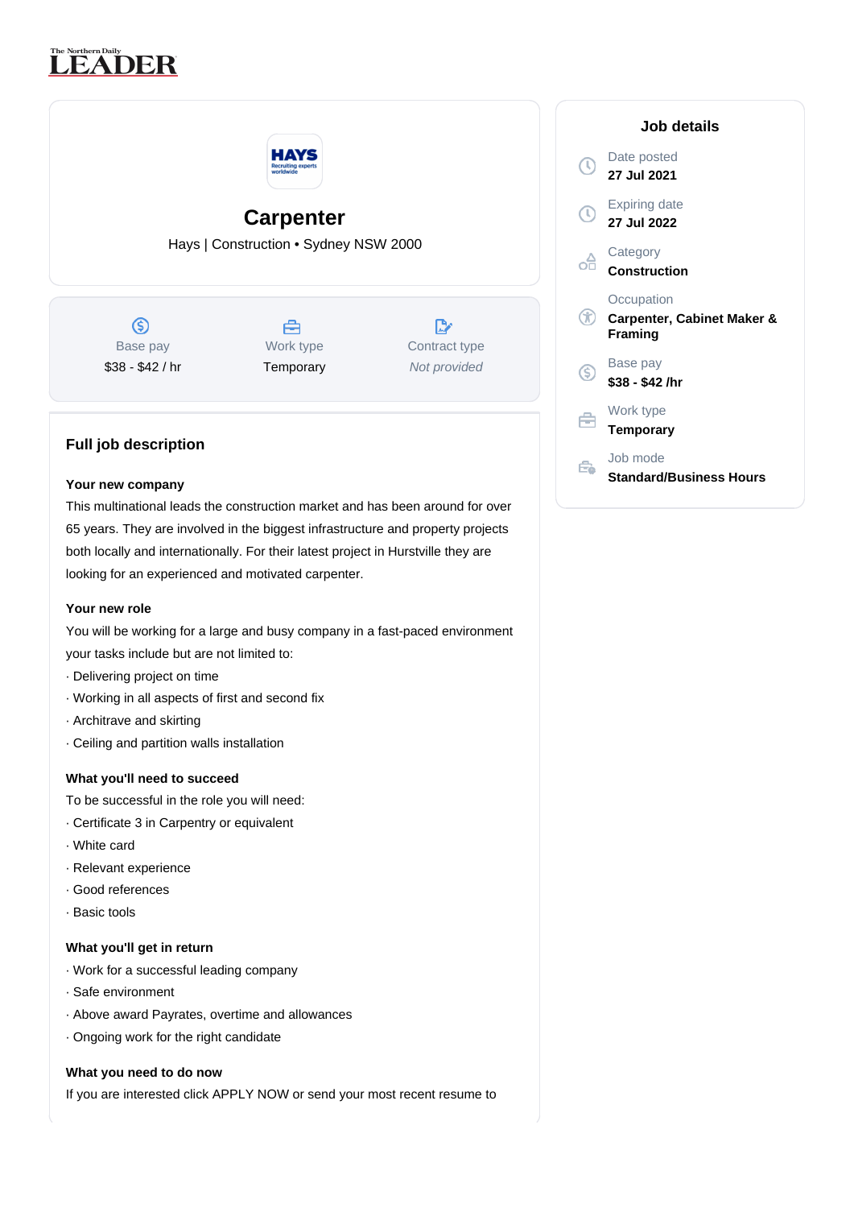# Carpenter

Hays | Construction • Sydney NSW 2000

| Base pay | Work type | Contract type |
|---|---|---|
| $38 - $42 / hr | Temporary | *Not provided* |

## Full job description

**Your new company**

This multinational leads the construction market and has been around for over 65 years. They are involved in the biggest infrastructure and property projects both locally and internationally. For their latest project in Hurstville they are looking for an experienced and motivated carpenter.

**Your new role**

You will be working for a large and busy company in a fast-paced environment your tasks include but are not limited to:

· Delivering project on time

· Working in all aspects of first and second fix

· Architrave and skirting

· Ceiling and partition walls installation

**What you'll need to succeed**

To be successful in the role you will need:

· Certificate 3 in Carpentry or equivalent

· White card

· Relevant experience

· Good references

· Basic tools

**What you'll get in return**

· Work for a successful leading company

· Safe environment

· Above award Payrates, overtime and allowances

· Ongoing work for the right candidate

**What you need to do now**

If you are interested click APPLY NOW or send your most recent resume to

## Job details

Date posted
**27 Jul 2021**

Expiring date
**27 Jul 2022**

Category
**Construction**

Occupation
**Carpenter, Cabinet Maker & Framing**

Base pay
**$38 - $42 /hr**

Work type
**Temporary**

Job mode
**Standard/Business Hours**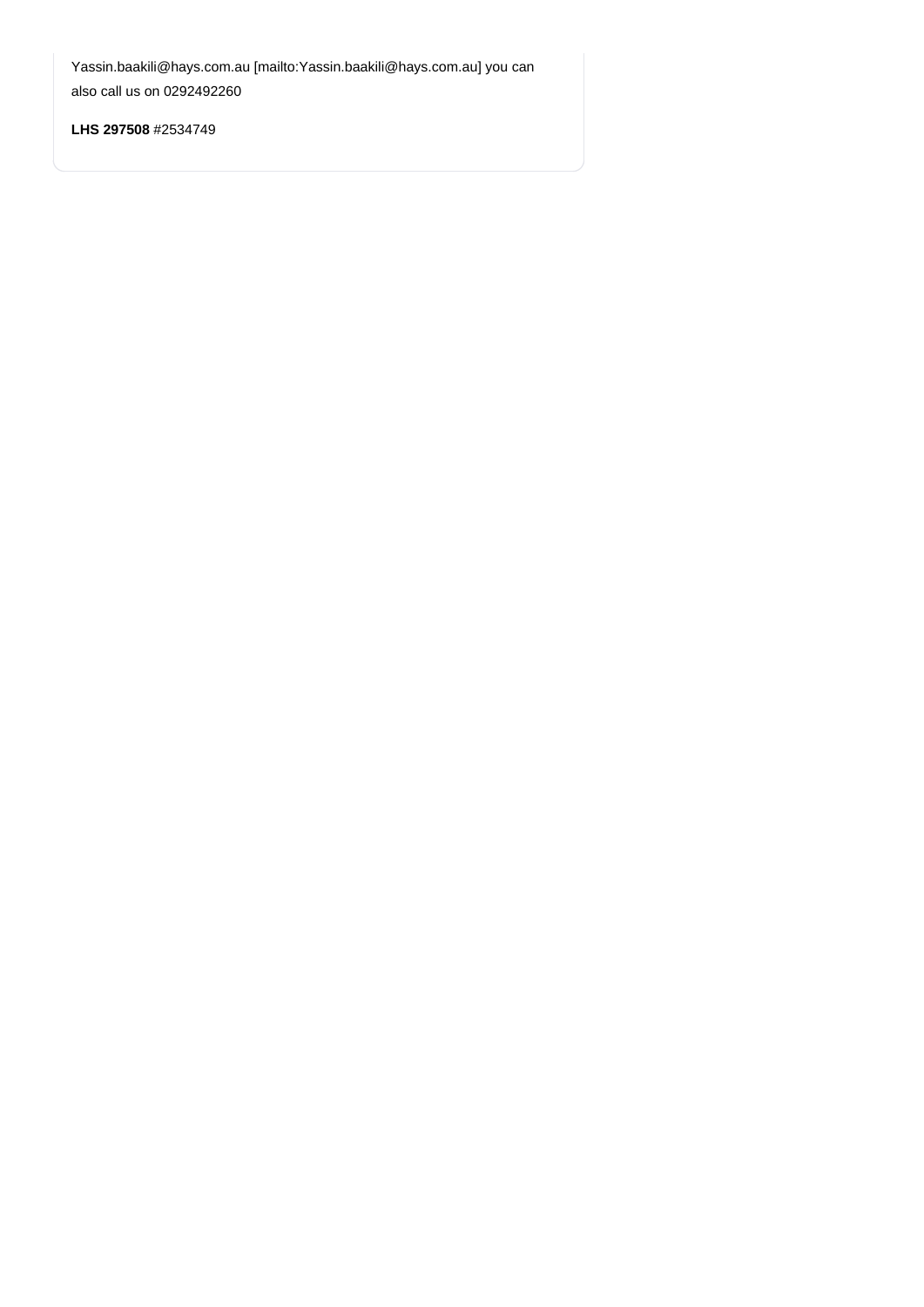Yassin.baakili@hays.com.au [mailto:Yassin.baakili@hays.com.au] you can also call us on 0292492260

**LHS 297508** #2534749